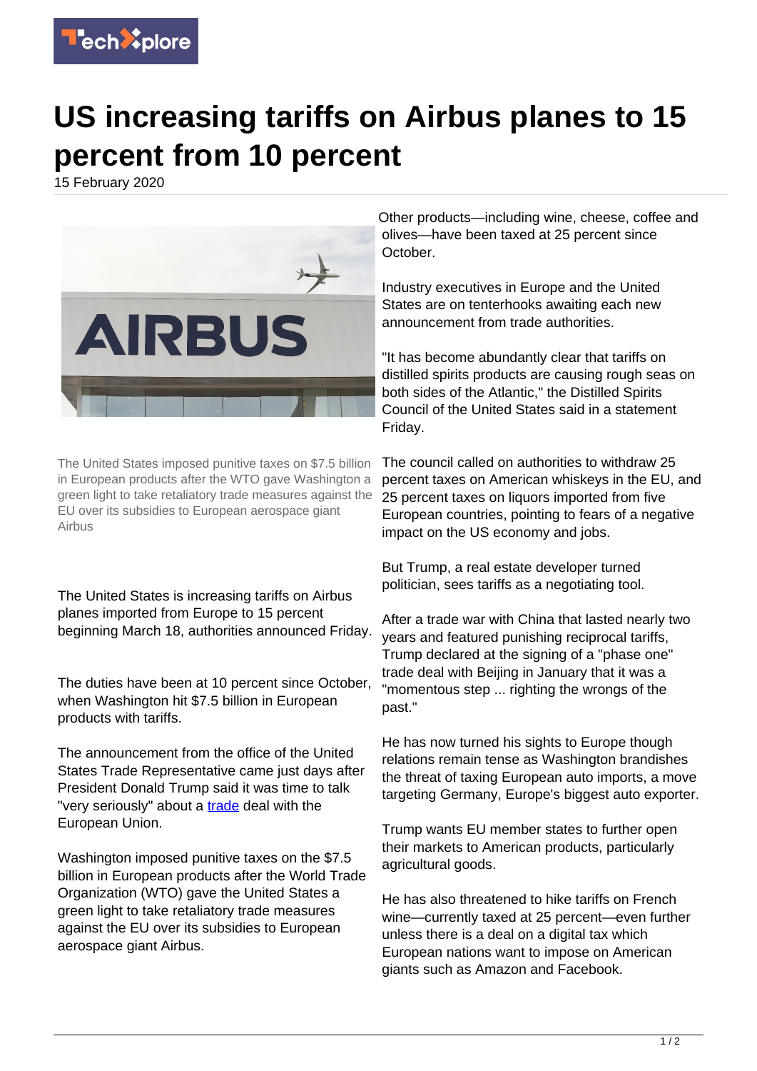# US increasing tariffs on Airbus planes to 15 percent from 10 percent

15 February 2020

The United States imposed punitive taxes on $7.5 billion in European products after the WTO gave Washington a green light to take retaliatory trade measures against the EU over its subsidies to European aerospace giant Airbus

The United States is increasing tariffs on Airbus planes imported from Europe to 15 percent beginning March 18, authorities announced Friday.

The duties have been at 10 percent since October, when Washington hit $7.5 billion in European products with tariffs.

The announcement from the office of the United States Trade Representative came just days after President Donald Trump said it was time to talk "very seriously" about a trade deal with the European Union.

Washington imposed punitive taxes on the $7.5 billion in European products after the World Trade Organization (WTO) gave the United States a green light to take retaliatory trade measures against the EU over its subsidies to European aerospace giant Airbus.

Other products—including wine, cheese, coffee and olives—have been taxed at 25 percent since October.

Industry executives in Europe and the United States are on tenterhooks awaiting each new announcement from trade authorities.

"It has become abundantly clear that tariffs on distilled spirits products are causing rough seas on both sides of the Atlantic," the Distilled Spirits Council of the United States said in a statement Friday.

The council called on authorities to withdraw 25 percent taxes on American whiskeys in the EU, and 25 percent taxes on liquors imported from five European countries, pointing to fears of a negative impact on the US economy and jobs.

But Trump, a real estate developer turned politician, sees tariffs as a negotiating tool.

After a trade war with China that lasted nearly two years and featured punishing reciprocal tariffs, Trump declared at the signing of a "phase one" trade deal with Beijing in January that it was a "momentous step ... righting the wrongs of the past."

He has now turned his sights to Europe though relations remain tense as Washington brandishes the threat of taxing European auto imports, a move targeting Germany, Europe's biggest auto exporter.

Trump wants EU member states to further open their markets to American products, particularly agricultural goods.

He has also threatened to hike tariffs on French wine—currently taxed at 25 percent—even further unless there is a deal on a digital tax which European nations want to impose on American giants such as Amazon and Facebook.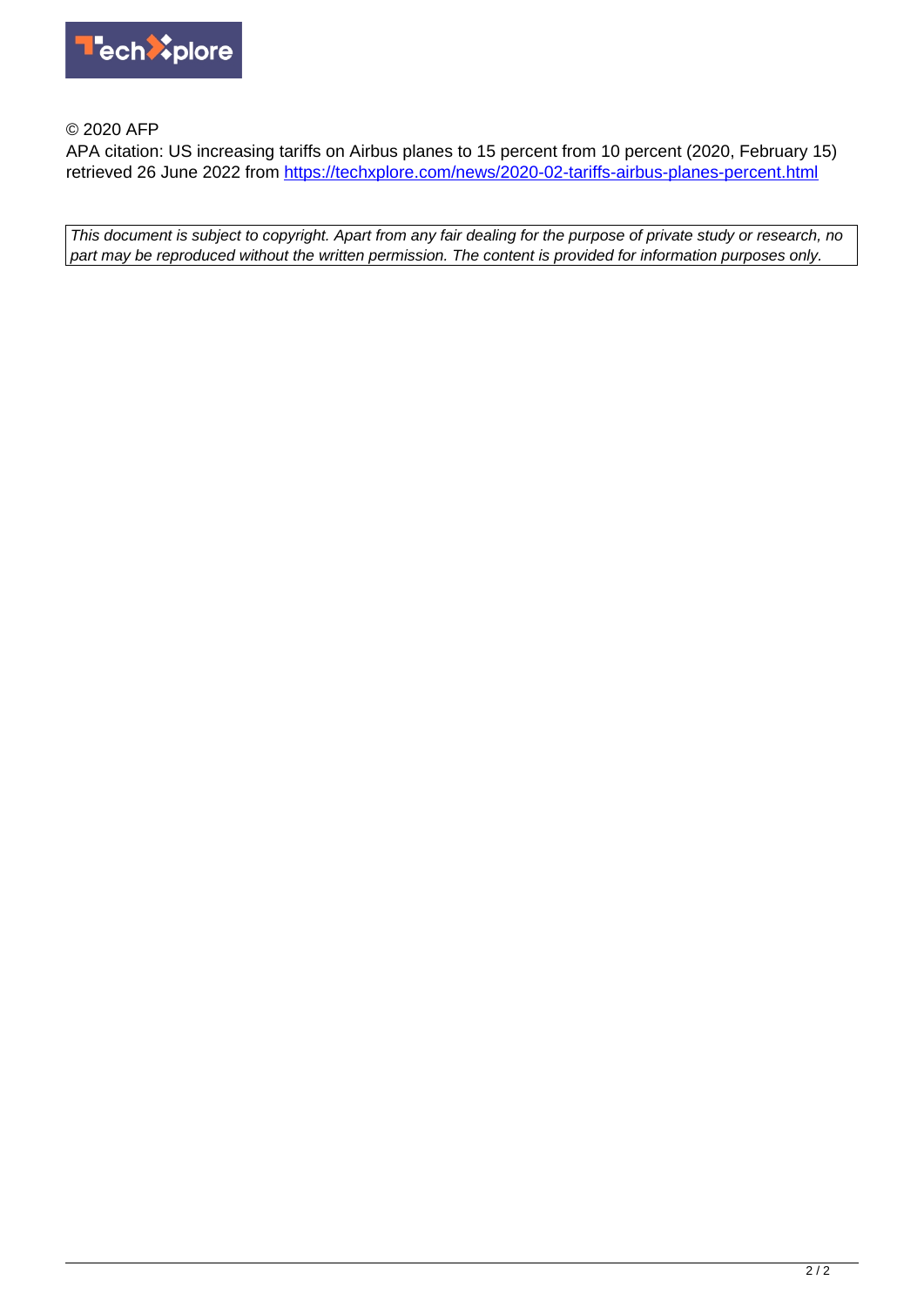© 2020 AFP

APA citation: US increasing tariffs on Airbus planes to 15 percent from 10 percent (2020, February 15) retrieved 26 June 2022 from https://techxplore.com/news/2020-02-tariffs-airbus-planes-percent.html

*This document is subject to copyright. Apart from any fair dealing for the purpose of private study or research, no part may be reproduced without the written permission. The content is provided for information purposes only.*